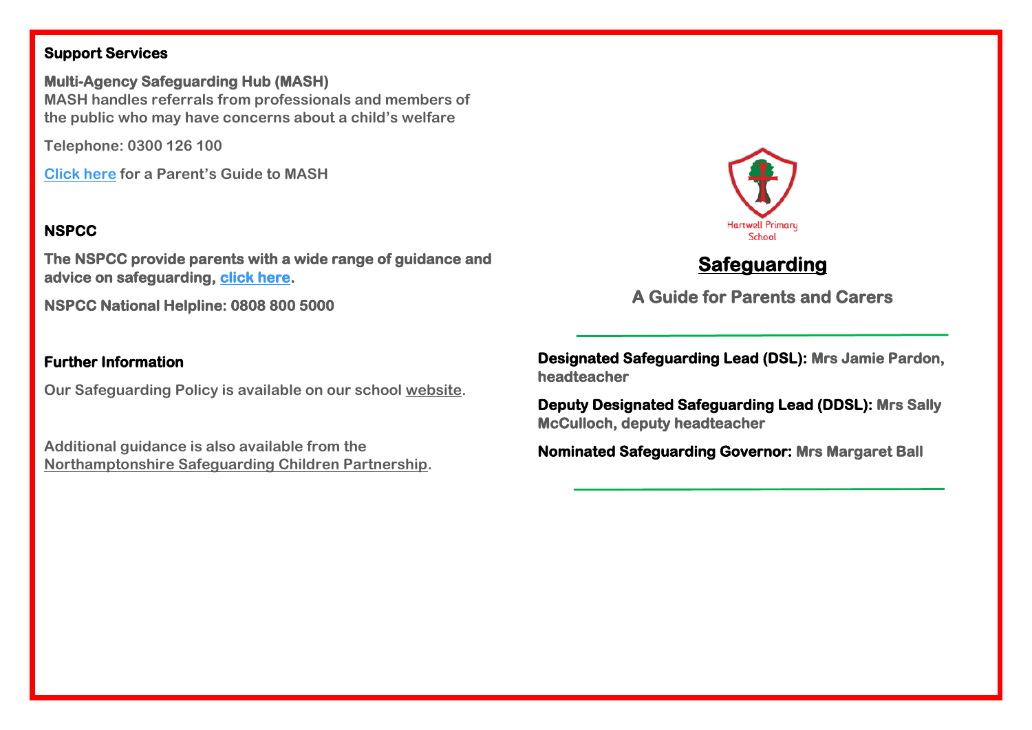## Support Services

**Multi-Agency Safeguarding Hub (MASH)**
MASH handles referrals from professionals and members of the public who may have concerns about a child's welfare

Telephone: 0300 126 100

Click here for a Parent's Guide to MASH

## NSPCC

**The NSPCC provide parents with a wide range of guidance and advice on safeguarding, click here.**

**NSPCC National Helpline: 0808 800 5000**

## Further Information

Our Safeguarding Policy is available on our school website.

Additional guidance is also available from the Northamptonshire Safeguarding Children Partnership.

Hartwell Primary School

# Safeguarding

## A Guide for Parents and Carers

**Designated Safeguarding Lead (DSL):** Mrs Jamie Pardon, headteacher

**Deputy Designated Safeguarding Lead (DDSL):** Mrs Sally McCulloch, deputy headteacher

**Nominated Safeguarding Governor:** Mrs Margaret Ball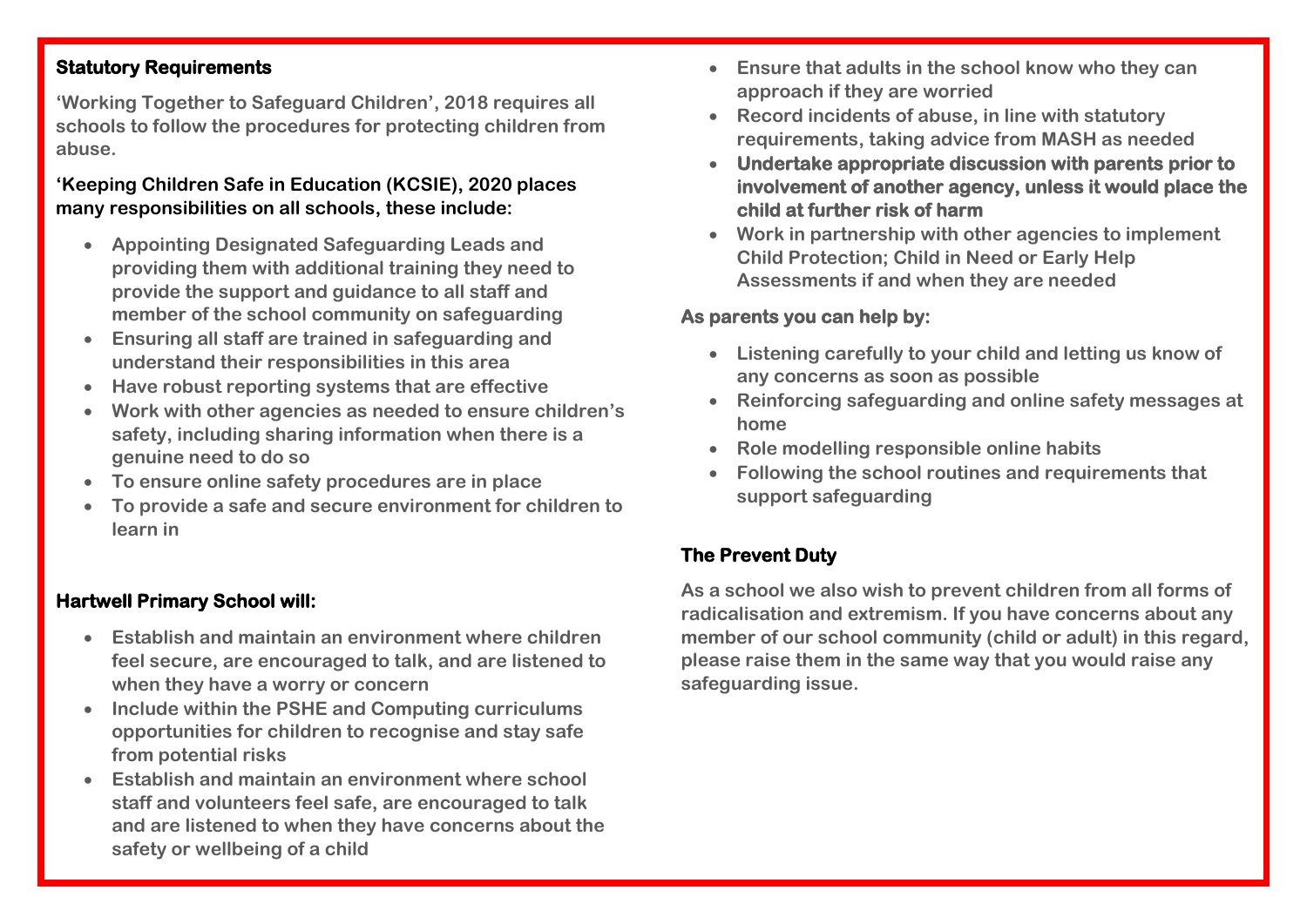### Statutory Requirements

**'Working Together to Safeguard Children', 2018 requires all schools to follow the procedures for protecting children from abuse.**

**'Keeping Children Safe in Education (KCSIE), 2020 places many responsibilities on all schools, these include:**

- **Appointing Designated Safeguarding Leads and providing them with additional training they need to provide the support and guidance to all staff and member of the school community on safeguarding**
- **Ensuring all staff are trained in safeguarding and understand their responsibilities in this area**
- **Have robust reporting systems that are effective**
- **Work with other agencies as needed to ensure children's safety, including sharing information when there is a genuine need to do so**
- **To ensure online safety procedures are in place**
- **To provide a safe and secure environment for children to learn in**

### Hartwell Primary School will:

- **Establish and maintain an environment where children feel secure, are encouraged to talk, and are listened to when they have a worry or concern**
- **Include within the PSHE and Computing curriculums opportunities for children to recognise and stay safe from potential risks**
- **Establish and maintain an environment where school staff and volunteers feel safe, are encouraged to talk and are listened to when they have concerns about the safety or wellbeing of a child**
- **Ensure that adults in the school know who they can approach if they are worried**
- **Record incidents of abuse, in line with statutory requirements, taking advice from MASH as needed**
- **Undertake appropriate discussion with parents prior to involvement of another agency, unless it would place the child at further risk of harm**
- **Work in partnership with other agencies to implement Child Protection; Child in Need or Early Help Assessments if and when they are needed**

### As parents you can help by:

- **Listening carefully to your child and letting us know of any concerns as soon as possible**
- **Reinforcing safeguarding and online safety messages at home**
- **Role modelling responsible online habits**
- **Following the school routines and requirements that support safeguarding**

### The Prevent Duty

**As a school we also wish to prevent children from all forms of radicalisation and extremism. If you have concerns about any member of our school community (child or adult) in this regard, please raise them in the same way that you would raise any safeguarding issue.**